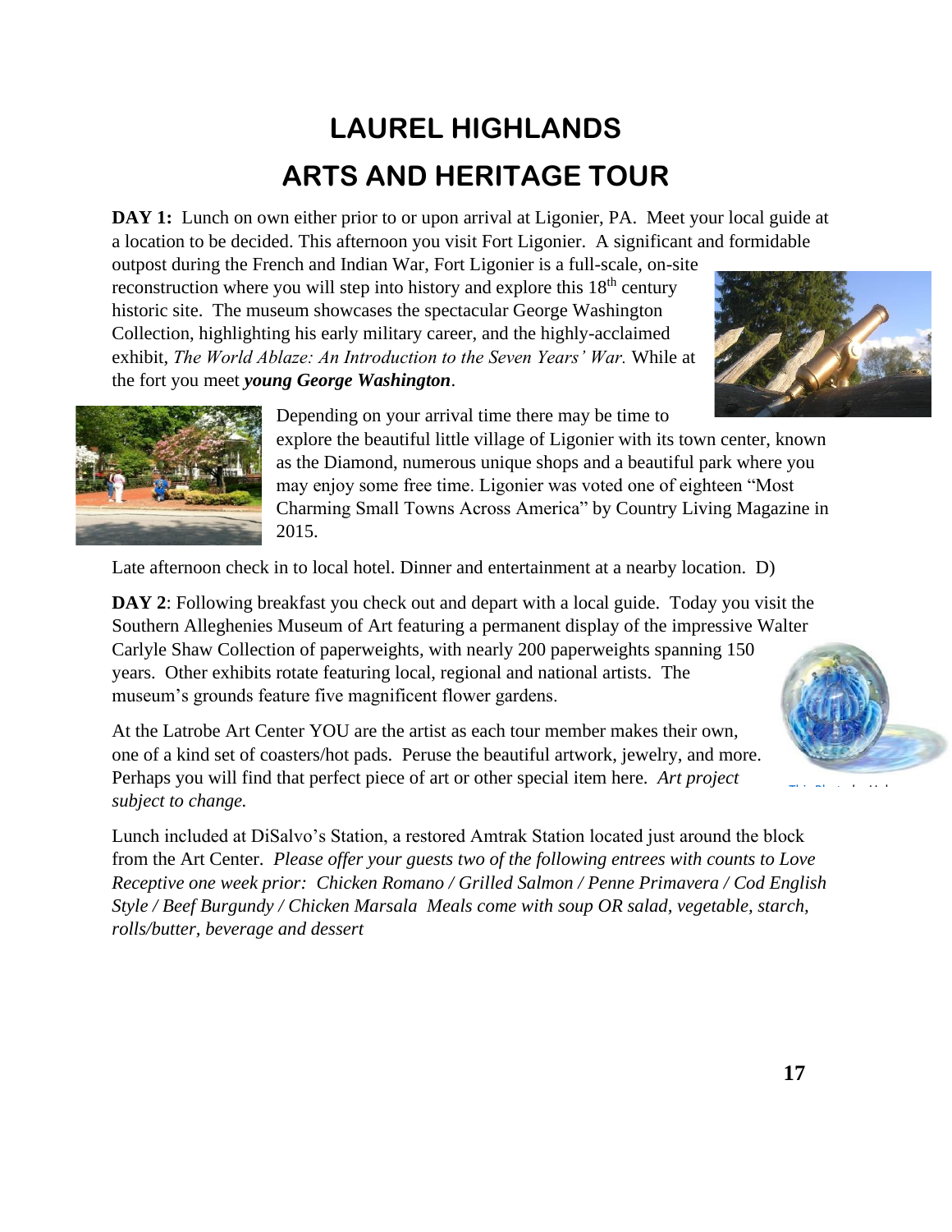# LAUREL HIGHLANDS
# ARTS AND HERITAGE TOUR

**DAY 1:** Lunch on own either prior to or upon arrival at Ligonier, PA. Meet your local guide at a location to be decided. This afternoon you visit Fort Ligonier. A significant and formidable outpost during the French and Indian War, Fort Ligonier is a full-scale, on-site reconstruction where you will step into history and explore this 18th century historic site. The museum showcases the spectacular George Washington Collection, highlighting his early military career, and the highly-acclaimed exhibit, *The World Ablaze: An Introduction to the Seven Years' War.* While at the fort you meet ***young George Washington***.

Depending on your arrival time there may be time to explore the beautiful little village of Ligonier with its town center, known as the Diamond, numerous unique shops and a beautiful park where you may enjoy some free time. Ligonier was voted one of eighteen "Most Charming Small Towns Across America" by Country Living Magazine in 2015.

Late afternoon check in to local hotel. Dinner and entertainment at a nearby location. D)

**DAY 2**: Following breakfast you check out and depart with a local guide. Today you visit the Southern Alleghenies Museum of Art featuring a permanent display of the impressive Walter Carlyle Shaw Collection of paperweights, with nearly 200 paperweights spanning 150 years. Other exhibits rotate featuring local, regional and national artists. The museum's grounds feature five magnificent flower gardens.

At the Latrobe Art Center YOU are the artist as each tour member makes their own, one of a kind set of coasters/hot pads. Peruse the beautiful artwork, jewelry, and more. Perhaps you will find that perfect piece of art or other special item here. *Art project subject to change.*

Lunch included at DiSalvo's Station, a restored Amtrak Station located just around the block from the Art Center. *Please offer your guests two of the following entrees with counts to Love Receptive one week prior: Chicken Romano / Grilled Salmon / Penne Primavera / Cod English Style / Beef Burgundy / Chicken Marsala Meals come with soup OR salad, vegetable, starch, rolls/butter, beverage and dessert*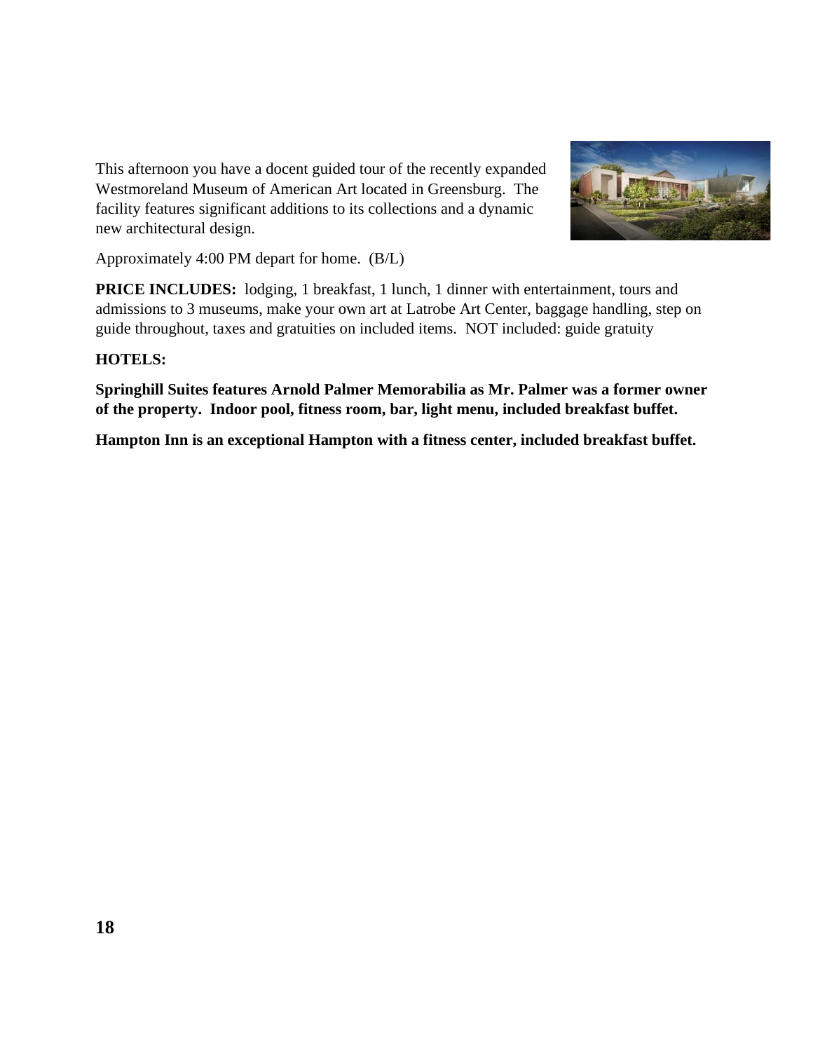This afternoon you have a docent guided tour of the recently expanded Westmoreland Museum of American Art located in Greensburg. The facility features significant additions to its collections and a dynamic new architectural design.

Approximately 4:00 PM depart for home. (B/L)

**PRICE INCLUDES:** lodging, 1 breakfast, 1 lunch, 1 dinner with entertainment, tours and admissions to 3 museums, make your own art at Latrobe Art Center, baggage handling, step on guide throughout, taxes and gratuities on included items. NOT included: guide gratuity

**HOTELS:**

**Springhill Suites features Arnold Palmer Memorabilia as Mr. Palmer was a former owner of the property. Indoor pool, fitness room, bar, light menu, included breakfast buffet.**

**Hampton Inn is an exceptional Hampton with a fitness center, included breakfast buffet.**